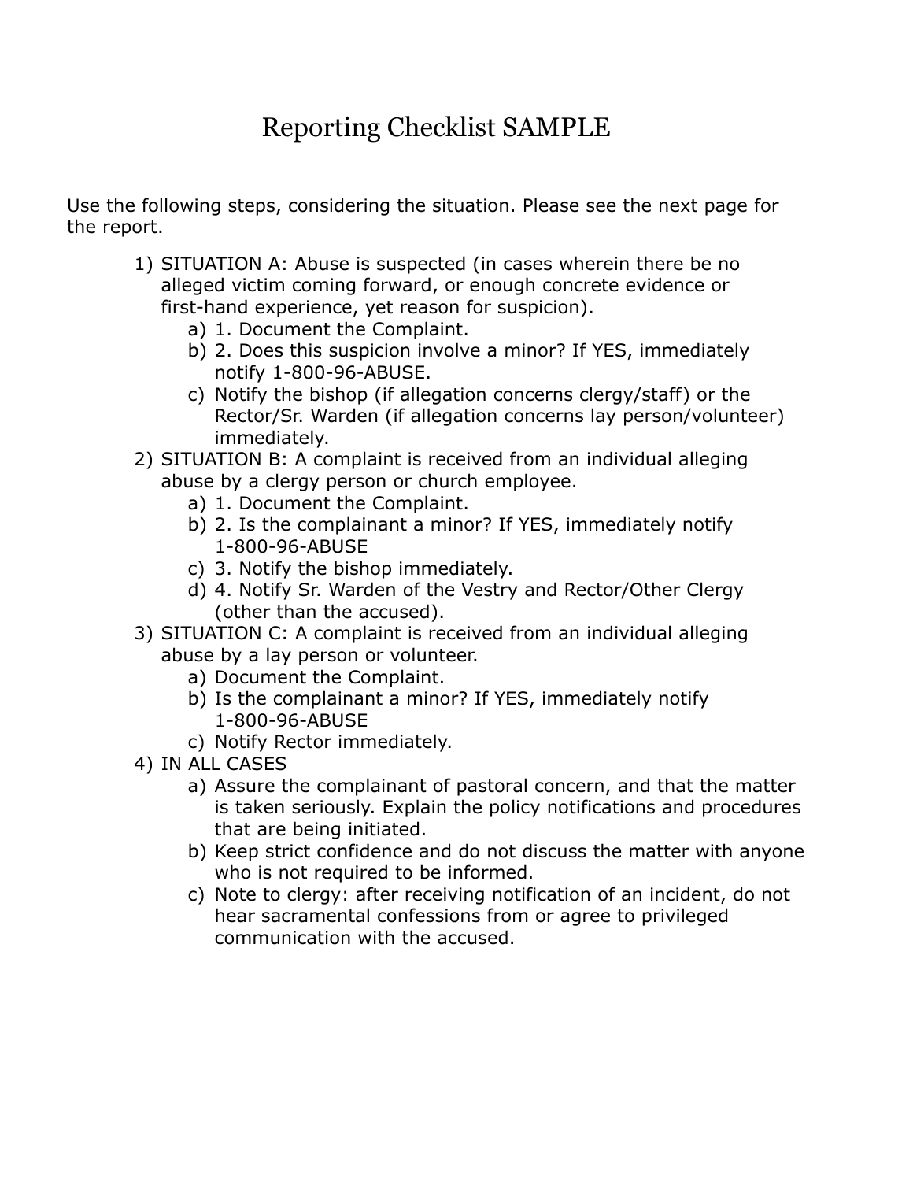# Reporting Checklist SAMPLE

Use the following steps, considering the situation. Please see the next page for the report.

1) SITUATION A: Abuse is suspected (in cases wherein there be no alleged victim coming forward, or enough concrete evidence or first-hand experience, yet reason for suspicion).
   a) 1. Document the Complaint.
   b) 2. Does this suspicion involve a minor? If YES, immediately notify 1-800-96-ABUSE.
   c) Notify the bishop (if allegation concerns clergy/staff) or the Rector/Sr. Warden (if allegation concerns lay person/volunteer) immediately.
2) SITUATION B: A complaint is received from an individual alleging abuse by a clergy person or church employee.
   a) 1. Document the Complaint.
   b) 2. Is the complainant a minor? If YES, immediately notify 1-800-96-ABUSE
   c) 3. Notify the bishop immediately.
   d) 4. Notify Sr. Warden of the Vestry and Rector/Other Clergy (other than the accused).
3) SITUATION C: A complaint is received from an individual alleging abuse by a lay person or volunteer.
   a) Document the Complaint.
   b) Is the complainant a minor? If YES, immediately notify 1-800-96-ABUSE
   c) Notify Rector immediately.
4) IN ALL CASES
   a) Assure the complainant of pastoral concern, and that the matter is taken seriously. Explain the policy notifications and procedures that are being initiated.
   b) Keep strict confidence and do not discuss the matter with anyone who is not required to be informed.
   c) Note to clergy: after receiving notification of an incident, do not hear sacramental confessions from or agree to privileged communication with the accused.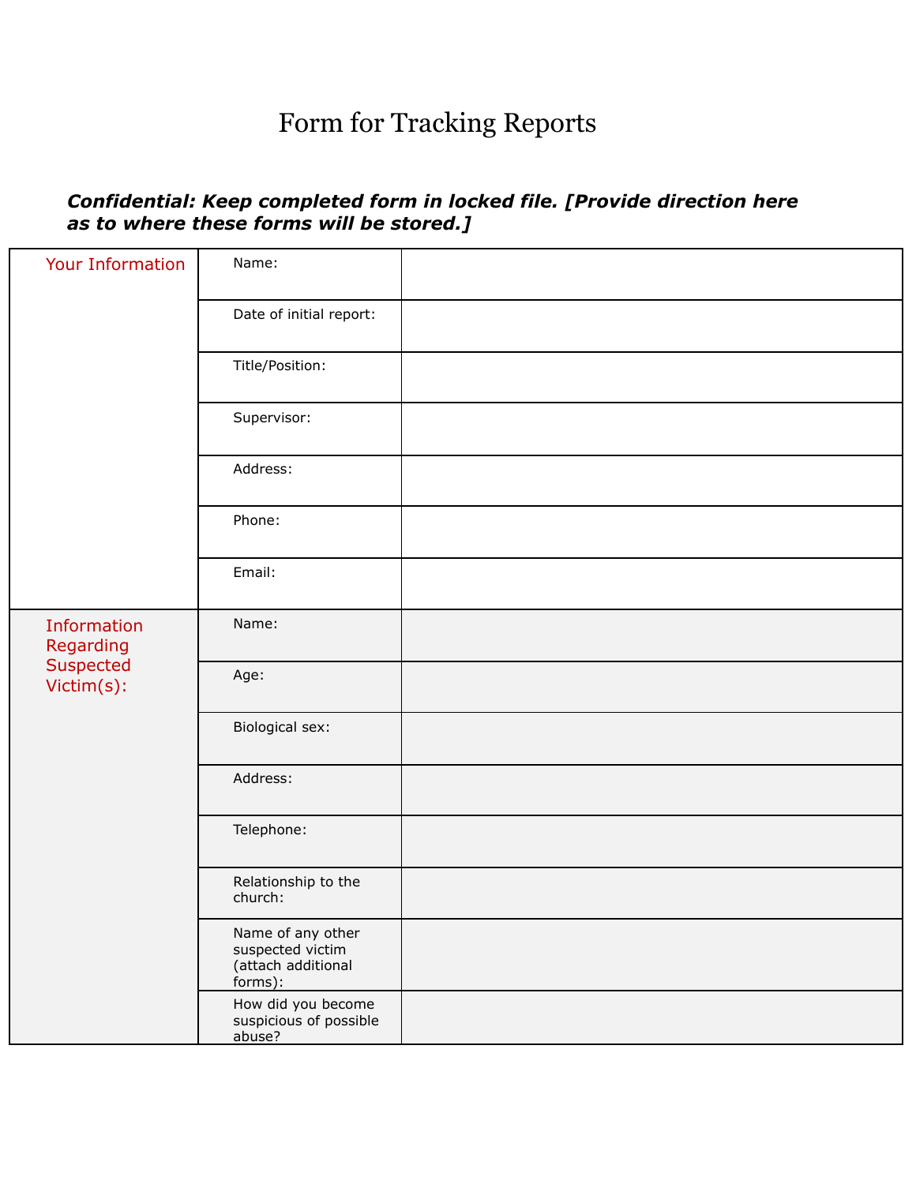# Form for Tracking Reports

***Confidential: Keep completed form in locked file. [Provide direction here as to where these forms will be stored.]***

| | | |
|---|---|---|
| Your Information | Name: | |
| | Date of initial report: | |
| | Title/Position: | |
| | Supervisor: | |
| | Address: | |
| | Phone: | |
| | Email: | |
| Information Regarding Suspected Victim(s): | Name: | |
| | Age: | |
| | Biological sex: | |
| | Address: | |
| | Telephone: | |
| | Relationship to the church: | |
| | Name of any other suspected victim (attach additional forms): | |
| | How did you become suspicious of possible abuse? | |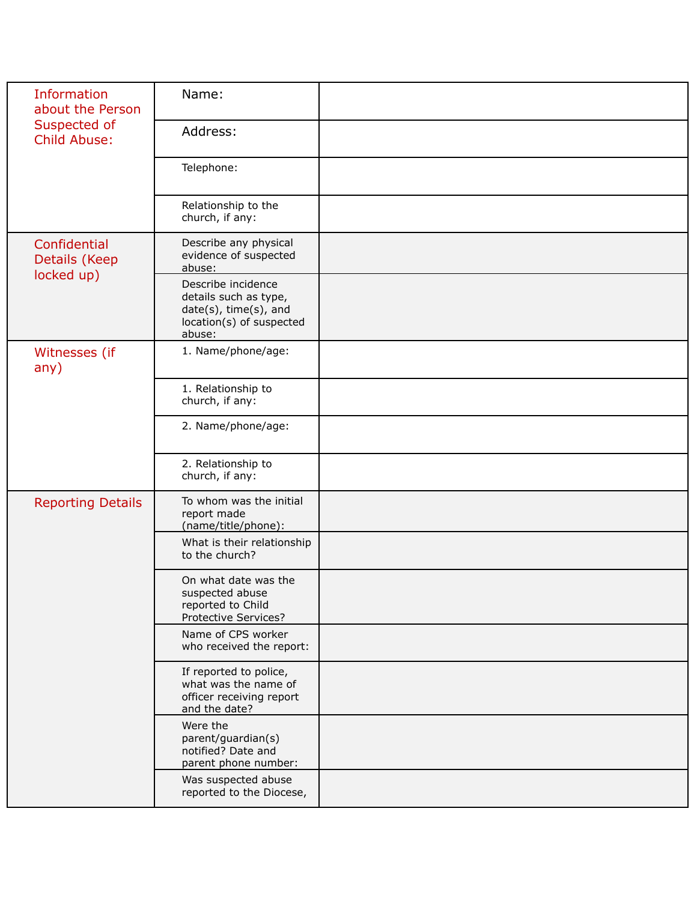| | | |
|---|---|---|
| Information about the Person Suspected of Child Abuse: | Name: | |
| | Address: | |
| | Telephone: | |
| | Relationship to the church, if any: | |
| Confidential Details (Keep locked up) | Describe any physical evidence of suspected abuse: | |
| | Describe incidence details such as type, date(s), time(s), and location(s) of suspected abuse: | |
| Witnesses (if any) | 1. Name/phone/age: | |
| | 1. Relationship to church, if any: | |
| | 2. Name/phone/age: | |
| | 2. Relationship to church, if any: | |
| Reporting Details | To whom was the initial report made (name/title/phone): | |
| | What is their relationship to the church? | |
| | On what date was the suspected abuse reported to Child Protective Services? | |
| | Name of CPS worker who received the report: | |
| | If reported to police, what was the name of officer receiving report and the date? | |
| | Were the parent/guardian(s) notified? Date and parent phone number: | |
| | Was suspected abuse reported to the Diocese, | |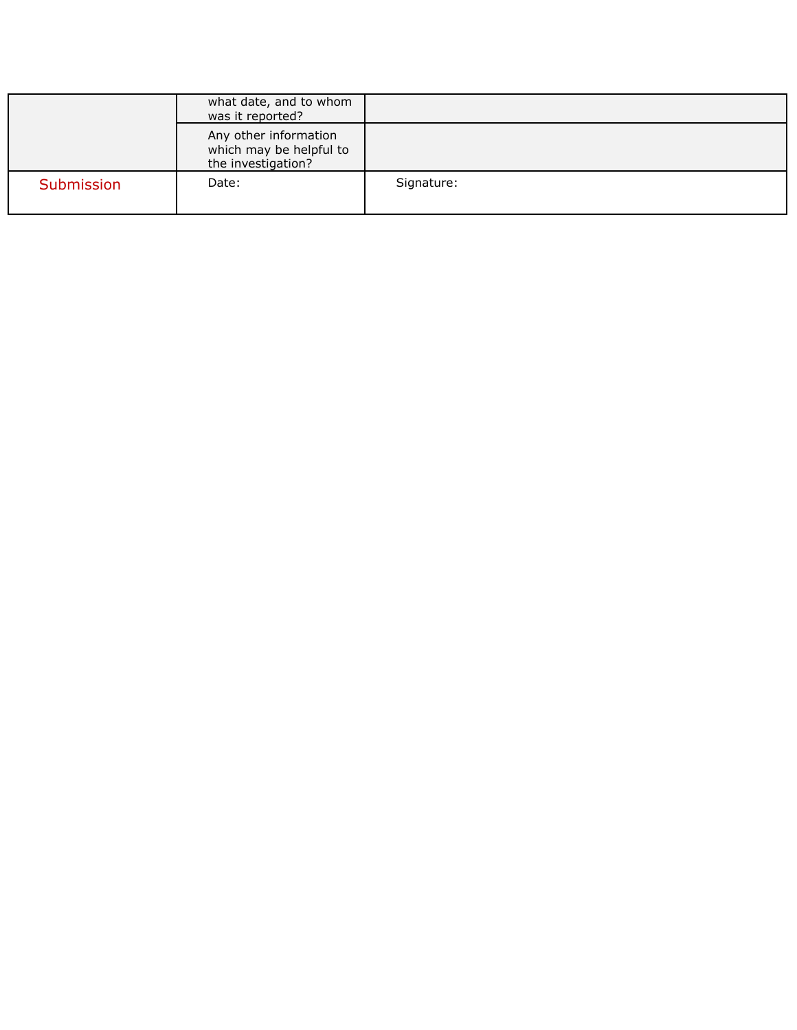| | | |
|---|---|---|
| | what date, and to whom was it reported? | |
| | Any other information which may be helpful to the investigation? | |
| Submission | Date: | Signature: |